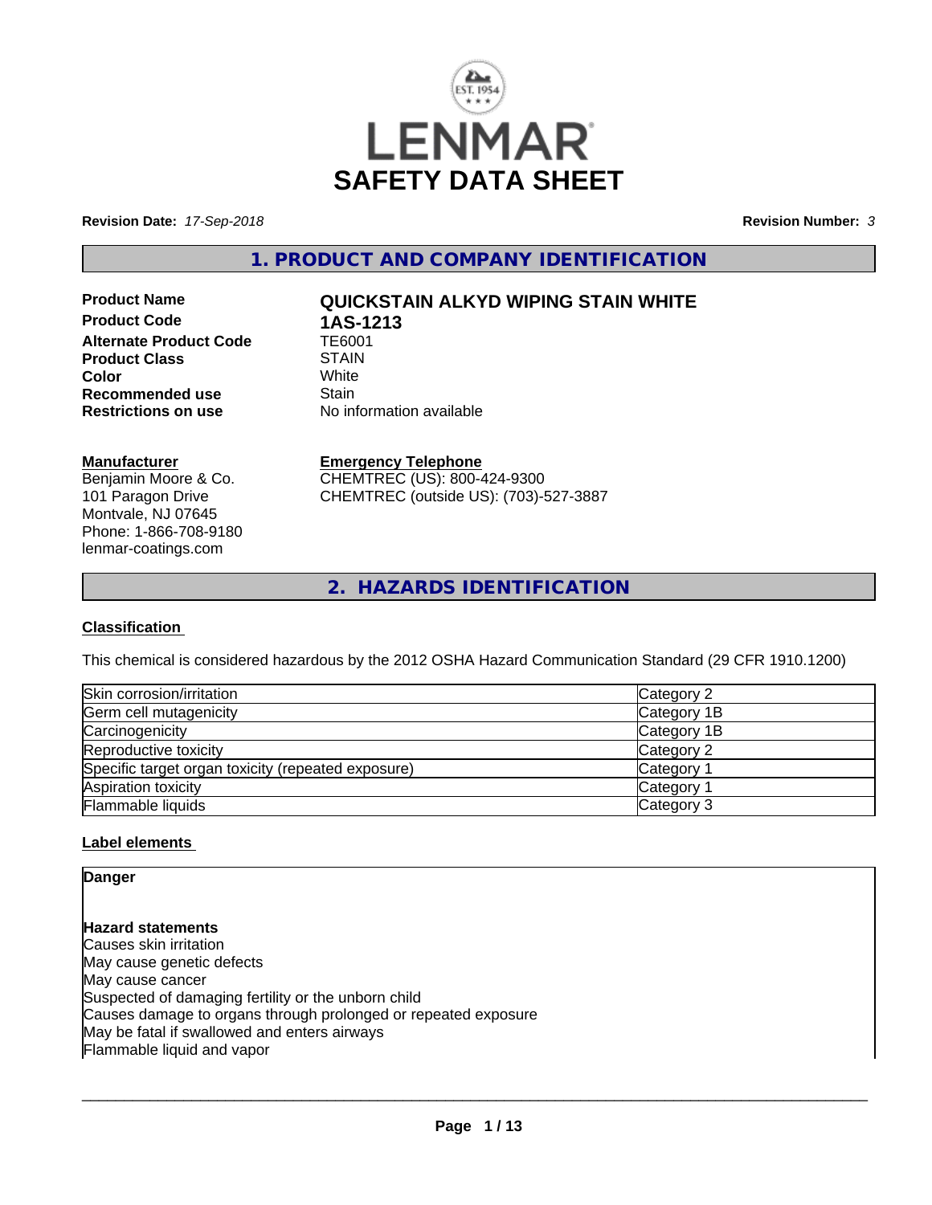# SAFETY DATA SHEET

**Revision Date:** *17-Sep-2018* **Revision Number:** *3*

## 1. PRODUCT AND COMPANY IDENTIFICATION

**Product Name** QUICKSTAIN ALKYD WIPING STAIN WHITE
**Product Code** 1AS-1213
**Alternate Product Code** TE6001
**Product Class** STAIN
**Color** White
**Recommended use** Stain
**Restrictions on use** No information available

**Manufacturer**
Benjamin Moore & Co.
101 Paragon Drive
Montvale, NJ 07645
Phone: 1-866-708-9180
lenmar-coatings.com

**Emergency Telephone**
CHEMTREC (US): 800-424-9300
CHEMTREC (outside US): (703)-527-3887

## 2. HAZARDS IDENTIFICATION

### Classification

This chemical is considered hazardous by the 2012 OSHA Hazard Communication Standard (29 CFR 1910.1200)

| | |
|---|---|
| Skin corrosion/irritation | Category 2 |
| Germ cell mutagenicity | Category 1B |
| Carcinogenicity | Category 1B |
| Reproductive toxicity | Category 2 |
| Specific target organ toxicity (repeated exposure) | Category 1 |
| Aspiration toxicity | Category 1 |
| Flammable liquids | Category 3 |

### Label elements

**Danger**

**Hazard statements**
Causes skin irritation
May cause genetic defects
May cause cancer
Suspected of damaging fertility or the unborn child
Causes damage to organs through prolonged or repeated exposure
May be fatal if swallowed and enters airways
Flammable liquid and vapor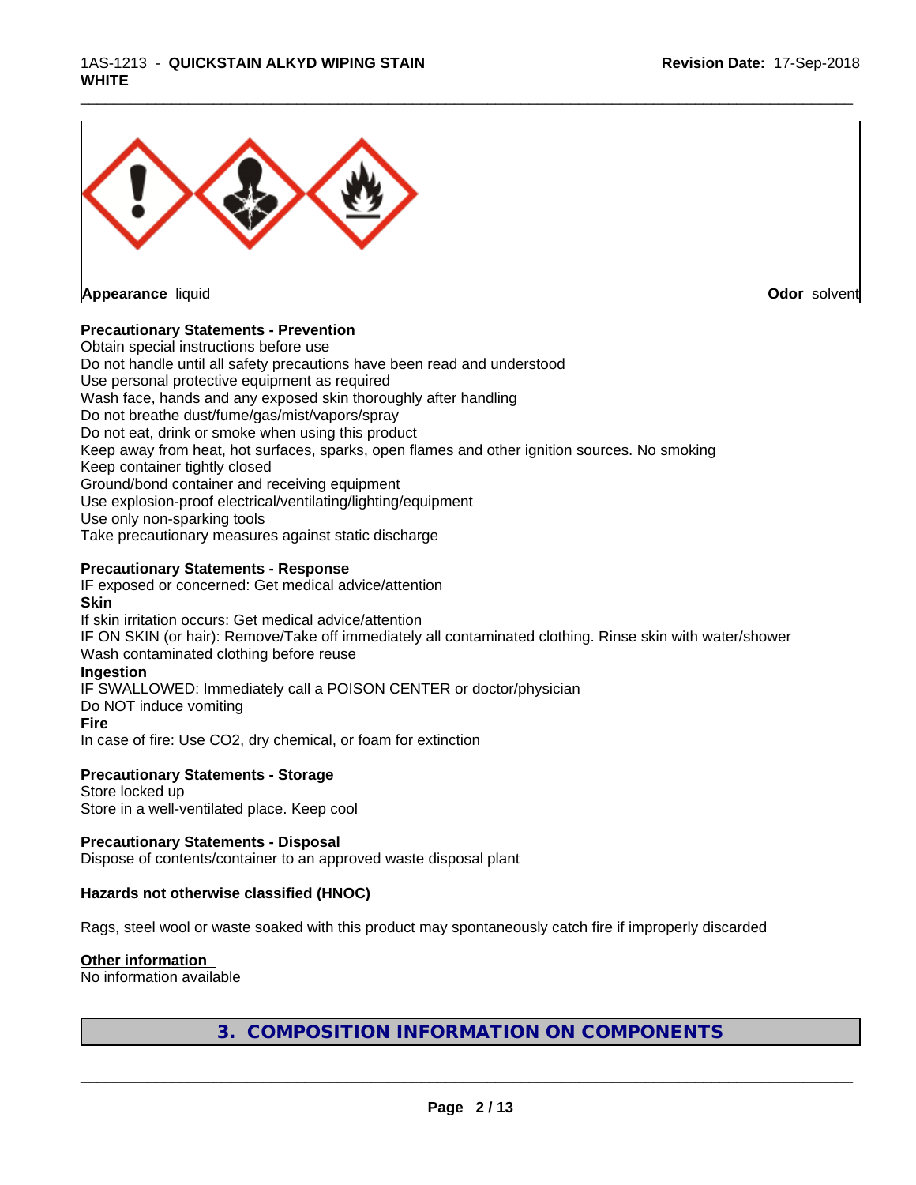| Appearance liquid | Odor solvent |
| --- | --- |

**Precautionary Statements - Prevention**

Obtain special instructions before use
Do not handle until all safety precautions have been read and understood
Use personal protective equipment as required
Wash face, hands and any exposed skin thoroughly after handling
Do not breathe dust/fume/gas/mist/vapors/spray
Do not eat, drink or smoke when using this product
Keep away from heat, hot surfaces, sparks, open flames and other ignition sources. No smoking
Keep container tightly closed
Ground/bond container and receiving equipment
Use explosion-proof electrical/ventilating/lighting/equipment
Use only non-sparking tools
Take precautionary measures against static discharge

**Precautionary Statements - Response**

IF exposed or concerned: Get medical advice/attention

**Skin**

If skin irritation occurs: Get medical advice/attention
IF ON SKIN (or hair): Remove/Take off immediately all contaminated clothing. Rinse skin with water/shower
Wash contaminated clothing before reuse

**Ingestion**

IF SWALLOWED: Immediately call a POISON CENTER or doctor/physician
Do NOT induce vomiting

**Fire**

In case of fire: Use CO2, dry chemical, or foam for extinction

**Precautionary Statements - Storage**

Store locked up
Store in a well-ventilated place. Keep cool

**Precautionary Statements - Disposal**

Dispose of contents/container to an approved waste disposal plant

**Hazards not otherwise classified (HNOC)**

Rags, steel wool or waste soaked with this product may spontaneously catch fire if improperly discarded

**Other information**

No information available

## 3. COMPOSITION INFORMATION ON COMPONENTS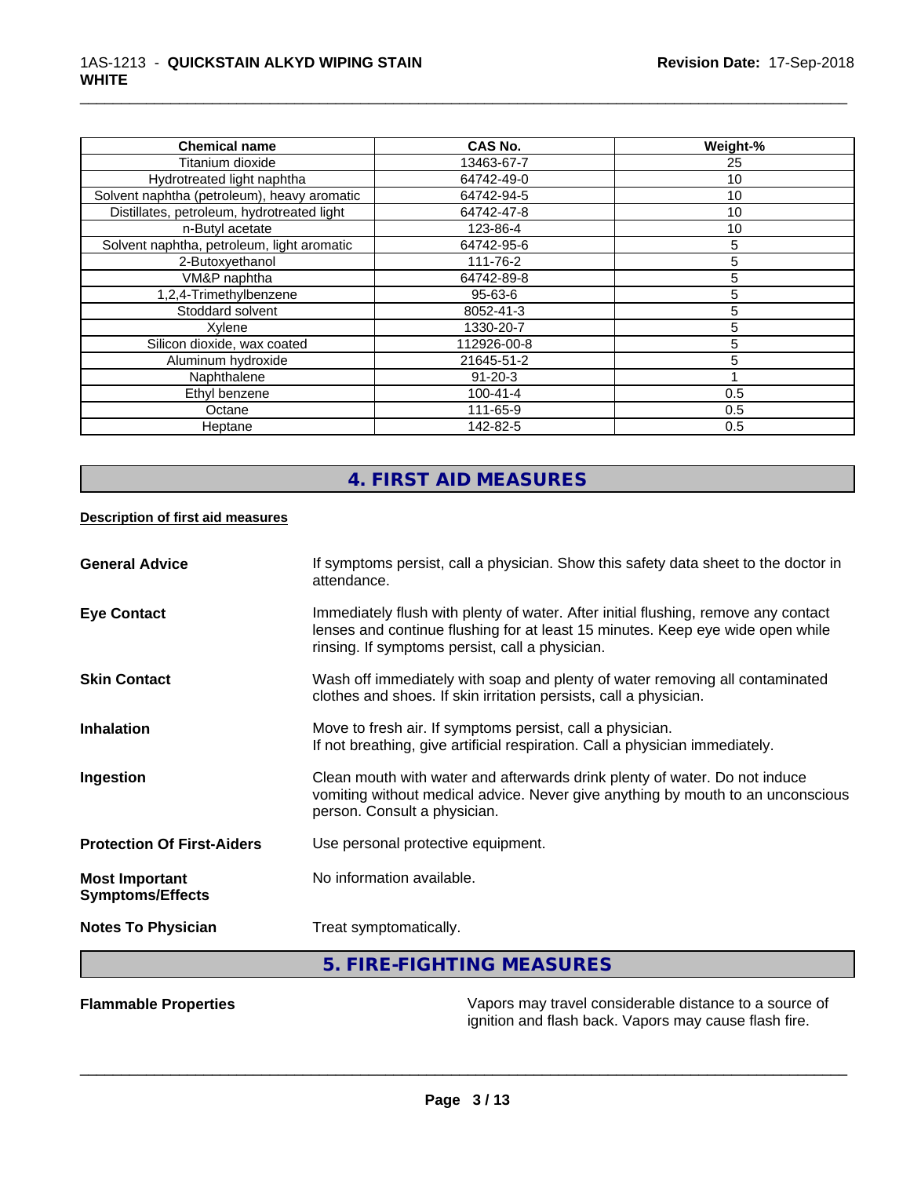| Chemical name | CAS No. | Weight-% |
| --- | --- | --- |
| Titanium dioxide | 13463-67-7 | 25 |
| Hydrotreated light naphtha | 64742-49-0 | 10 |
| Solvent naphtha (petroleum), heavy aromatic | 64742-94-5 | 10 |
| Distillates, petroleum, hydrotreated light | 64742-47-8 | 10 |
| n-Butyl acetate | 123-86-4 | 10 |
| Solvent naphtha, petroleum, light aromatic | 64742-95-6 | 5 |
| 2-Butoxyethanol | 111-76-2 | 5 |
| VM&P naphtha | 64742-89-8 | 5 |
| 1,2,4-Trimethylbenzene | 95-63-6 | 5 |
| Stoddard solvent | 8052-41-3 | 5 |
| Xylene | 1330-20-7 | 5 |
| Silicon dioxide, wax coated | 112926-00-8 | 5 |
| Aluminum hydroxide | 21645-51-2 | 5 |
| Naphthalene | 91-20-3 | 1 |
| Ethyl benzene | 100-41-4 | 0.5 |
| Octane | 111-65-9 | 0.5 |
| Heptane | 142-82-5 | 0.5 |

## 4. FIRST AID MEASURES

**Description of first aid measures**

**General Advice**
If symptoms persist, call a physician. Show this safety data sheet to the doctor in attendance.

**Eye Contact**
Immediately flush with plenty of water. After initial flushing, remove any contact lenses and continue flushing for at least 15 minutes. Keep eye wide open while rinsing. If symptoms persist, call a physician.

**Skin Contact**
Wash off immediately with soap and plenty of water removing all contaminated clothes and shoes. If skin irritation persists, call a physician.

**Inhalation**
Move to fresh air. If symptoms persist, call a physician.
If not breathing, give artificial respiration. Call a physician immediately.

**Ingestion**
Clean mouth with water and afterwards drink plenty of water. Do not induce vomiting without medical advice. Never give anything by mouth to an unconscious person. Consult a physician.

**Protection Of First-Aiders**
Use personal protective equipment.

**Most Important Symptoms/Effects**
No information available.

**Notes To Physician**
Treat symptomatically.

## 5. FIRE-FIGHTING MEASURES

**Flammable Properties**
Vapors may travel considerable distance to a source of ignition and flash back. Vapors may cause flash fire.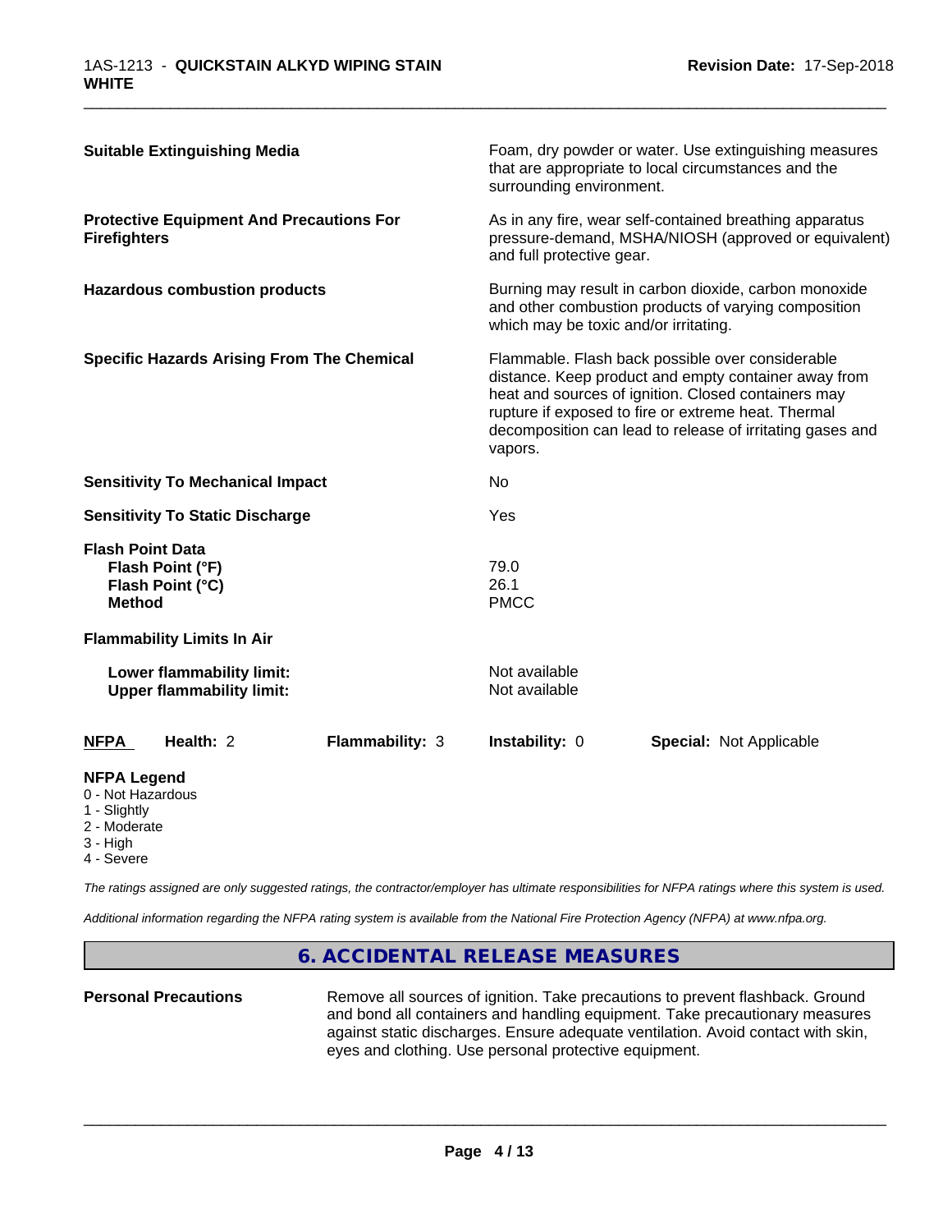**Suitable Extinguishing Media**

Foam, dry powder or water. Use extinguishing measures that are appropriate to local circumstances and the surrounding environment.

**Protective Equipment And Precautions For Firefighters**

As in any fire, wear self-contained breathing apparatus pressure-demand, MSHA/NIOSH (approved or equivalent) and full protective gear.

**Hazardous combustion products**

Burning may result in carbon dioxide, carbon monoxide and other combustion products of varying composition which may be toxic and/or irritating.

**Specific Hazards Arising From The Chemical**

Flammable. Flash back possible over considerable distance. Keep product and empty container away from heat and sources of ignition. Closed containers may rupture if exposed to fire or extreme heat. Thermal decomposition can lead to release of irritating gases and vapors.

**Sensitivity To Mechanical Impact**

No

**Sensitivity To Static Discharge**

Yes

**Flash Point Data**

| | |
|---|---|
| **Flash Point (°F)** | 79.0 |
| **Flash Point (°C)** | 26.1 |
| **Method** | PMCC |

**Flammability Limits In Air**

| | |
|---|---|
| **Lower flammability limit:** | Not available |
| **Upper flammability limit:** | Not available |

| **NFPA** | **Health:** 2 | **Flammability:** 3 | **Instability:** 0 | **Special:** Not Applicable |
|---|---|---|---|---|

**NFPA Legend**

- 0 - Not Hazardous
- 1 - Slightly
- 2 - Moderate
- 3 - High
- 4 - Severe

*The ratings assigned are only suggested ratings, the contractor/employer has ultimate responsibilities for NFPA ratings where this system is used.*

*Additional information regarding the NFPA rating system is available from the National Fire Protection Agency (NFPA) at www.nfpa.org.*

## 6. ACCIDENTAL RELEASE MEASURES

**Personal Precautions**

Remove all sources of ignition. Take precautions to prevent flashback. Ground and bond all containers and handling equipment. Take precautionary measures against static discharges. Ensure adequate ventilation. Avoid contact with skin, eyes and clothing. Use personal protective equipment.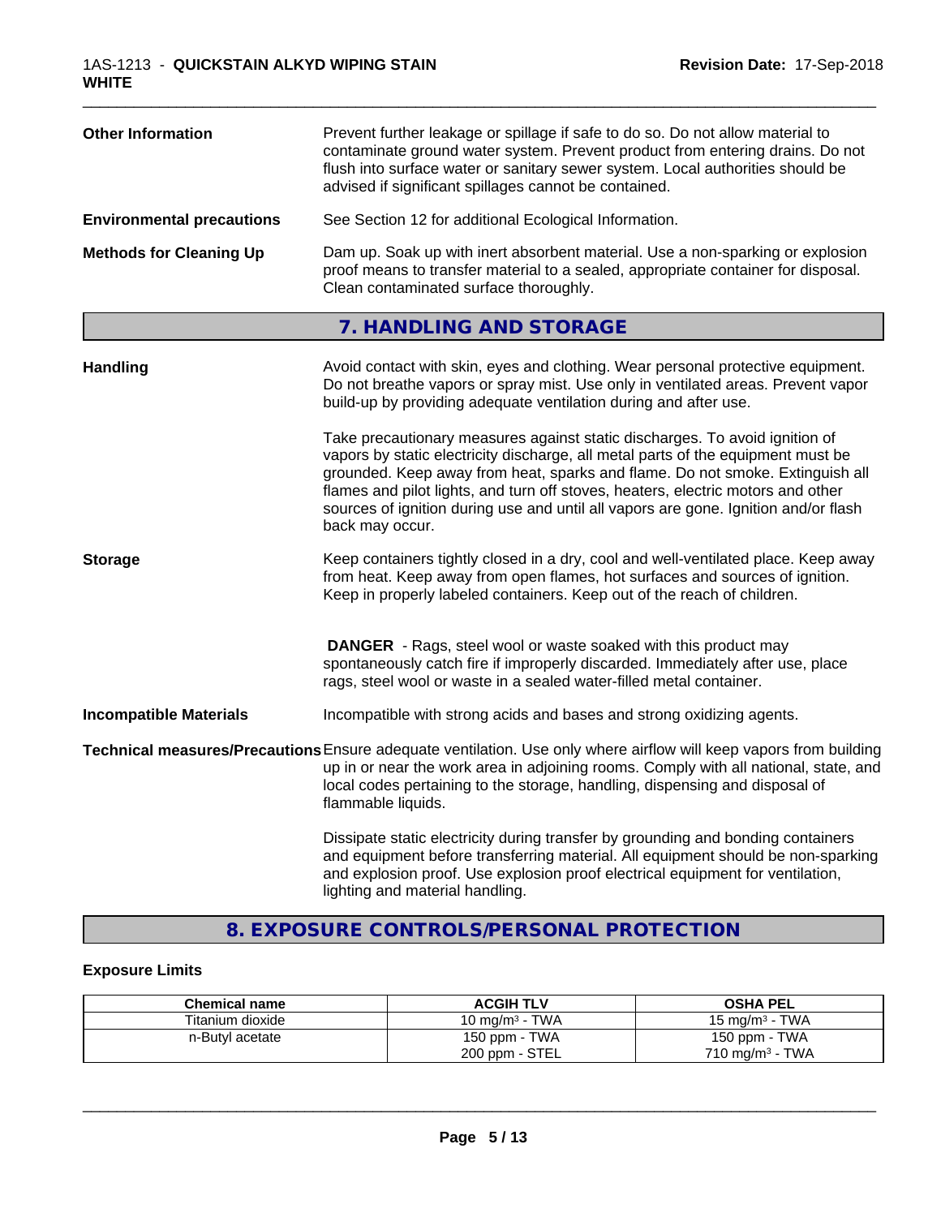| | |
|---|---|
| **Other Information** | Prevent further leakage or spillage if safe to do so. Do not allow material to contaminate ground water system. Prevent product from entering drains. Do not flush into surface water or sanitary sewer system. Local authorities should be advised if significant spillages cannot be contained. |
| **Environmental precautions** | See Section 12 for additional Ecological Information. |
| **Methods for Cleaning Up** | Dam up. Soak up with inert absorbent material. Use a non-sparking or explosion proof means to transfer material to a sealed, appropriate container for disposal. Clean contaminated surface thoroughly. |

## 7. HANDLING AND STORAGE

**Handling**

Avoid contact with skin, eyes and clothing. Wear personal protective equipment. Do not breathe vapors or spray mist. Use only in ventilated areas. Prevent vapor build-up by providing adequate ventilation during and after use.

Take precautionary measures against static discharges. To avoid ignition of vapors by static electricity discharge, all metal parts of the equipment must be grounded. Keep away from heat, sparks and flame. Do not smoke. Extinguish all flames and pilot lights, and turn off stoves, heaters, electric motors and other sources of ignition during use and until all vapors are gone. Ignition and/or flash back may occur.

**Storage**

Keep containers tightly closed in a dry, cool and well-ventilated place. Keep away from heat. Keep away from open flames, hot surfaces and sources of ignition. Keep in properly labeled containers. Keep out of the reach of children.

**DANGER** - Rags, steel wool or waste soaked with this product may spontaneously catch fire if improperly discarded. Immediately after use, place rags, steel wool or waste in a sealed water-filled metal container.

**Incompatible Materials**

Incompatible with strong acids and bases and strong oxidizing agents.

**Technical measures/Precautions**

Ensure adequate ventilation. Use only where airflow will keep vapors from building up in or near the work area in adjoining rooms. Comply with all national, state, and local codes pertaining to the storage, handling, dispensing and disposal of flammable liquids.

Dissipate static electricity during transfer by grounding and bonding containers and equipment before transferring material. All equipment should be non-sparking and explosion proof. Use explosion proof electrical equipment for ventilation, lighting and material handling.

## 8. EXPOSURE CONTROLS/PERSONAL PROTECTION

### Exposure Limits

| Chemical name | ACGIH TLV | OSHA PEL |
|---|---|---|
| Titanium dioxide | 10 mg/m³ - TWA | 15 mg/m³ - TWA |
| n-Butyl acetate | 150 ppm - TWA<br>200 ppm - STEL | 150 ppm - TWA<br>710 mg/m³ - TWA |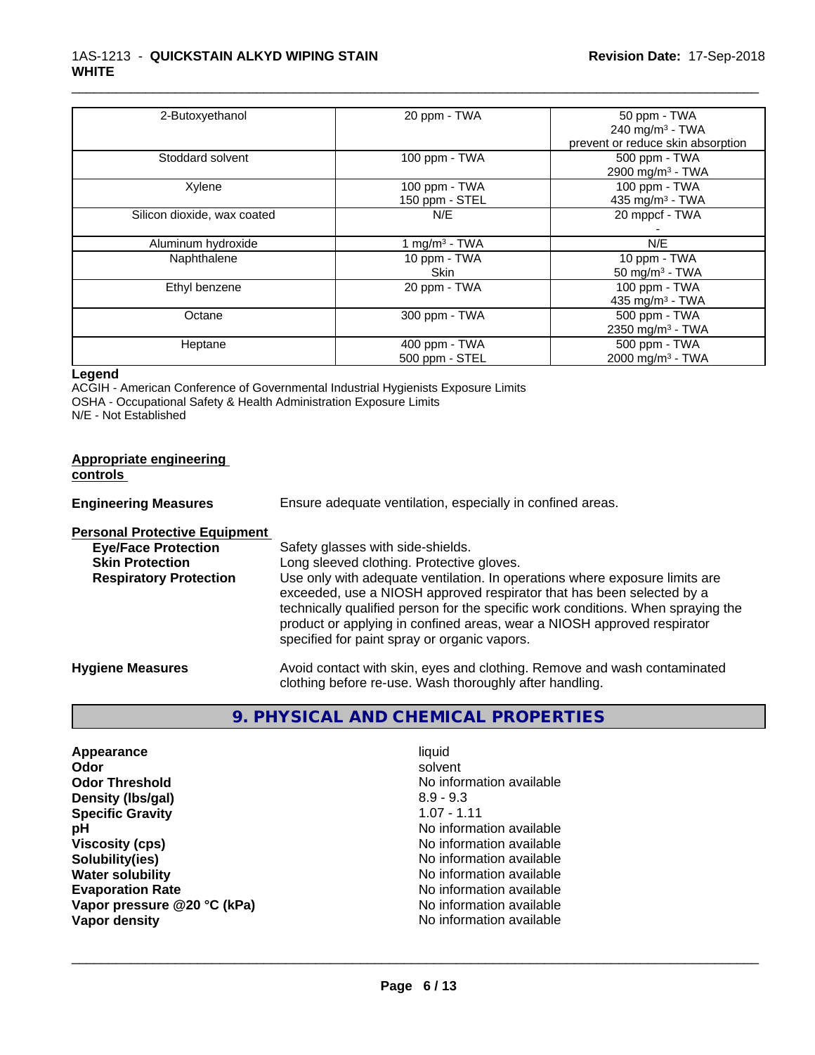| | | |
|---|---|---|
| 2-Butoxyethanol | 20 ppm - TWA | 50 ppm - TWA<br>240 mg/m³ - TWA<br>prevent or reduce skin absorption |
| Stoddard solvent | 100 ppm - TWA | 500 ppm - TWA<br>2900 mg/m³ - TWA |
| Xylene | 100 ppm - TWA<br>150 ppm - STEL | 100 ppm - TWA<br>435 mg/m³ - TWA |
| Silicon dioxide, wax coated | N/E | 20 mppcf - TWA<br>- |
| Aluminum hydroxide | 1 mg/m³ - TWA | N/E |
| Naphthalene | 10 ppm - TWA<br>Skin | 10 ppm - TWA<br>50 mg/m³ - TWA |
| Ethyl benzene | 20 ppm - TWA | 100 ppm - TWA<br>435 mg/m³ - TWA |
| Octane | 300 ppm - TWA | 500 ppm - TWA<br>2350 mg/m³ - TWA |
| Heptane | 400 ppm - TWA<br>500 ppm - STEL | 500 ppm - TWA<br>2000 mg/m³ - TWA |

**Legend**

ACGIH - American Conference of Governmental Industrial Hygienists Exposure Limits
OSHA - Occupational Safety & Health Administration Exposure Limits
N/E - Not Established

**Appropriate engineering controls**

**Engineering Measures** Ensure adequate ventilation, especially in confined areas.

**Personal Protective Equipment**

**Eye/Face Protection** Safety glasses with side-shields.

**Skin Protection** Long sleeved clothing. Protective gloves.

**Respiratory Protection** Use only with adequate ventilation. In operations where exposure limits are exceeded, use a NIOSH approved respirator that has been selected by a technically qualified person for the specific work conditions. When spraying the product or applying in confined areas, wear a NIOSH approved respirator specified for paint spray or organic vapors.

**Hygiene Measures** Avoid contact with skin, eyes and clothing. Remove and wash contaminated clothing before re-use. Wash thoroughly after handling.

## 9. PHYSICAL AND CHEMICAL PROPERTIES

| | |
|---|---|
| **Appearance** | liquid |
| **Odor** | solvent |
| **Odor Threshold** | No information available |
| **Density (lbs/gal)** | 8.9 - 9.3 |
| **Specific Gravity** | 1.07 - 1.11 |
| **pH** | No information available |
| **Viscosity (cps)** | No information available |
| **Solubility(ies)** | No information available |
| **Water solubility** | No information available |
| **Evaporation Rate** | No information available |
| **Vapor pressure @20 °C (kPa)** | No information available |
| **Vapor density** | No information available |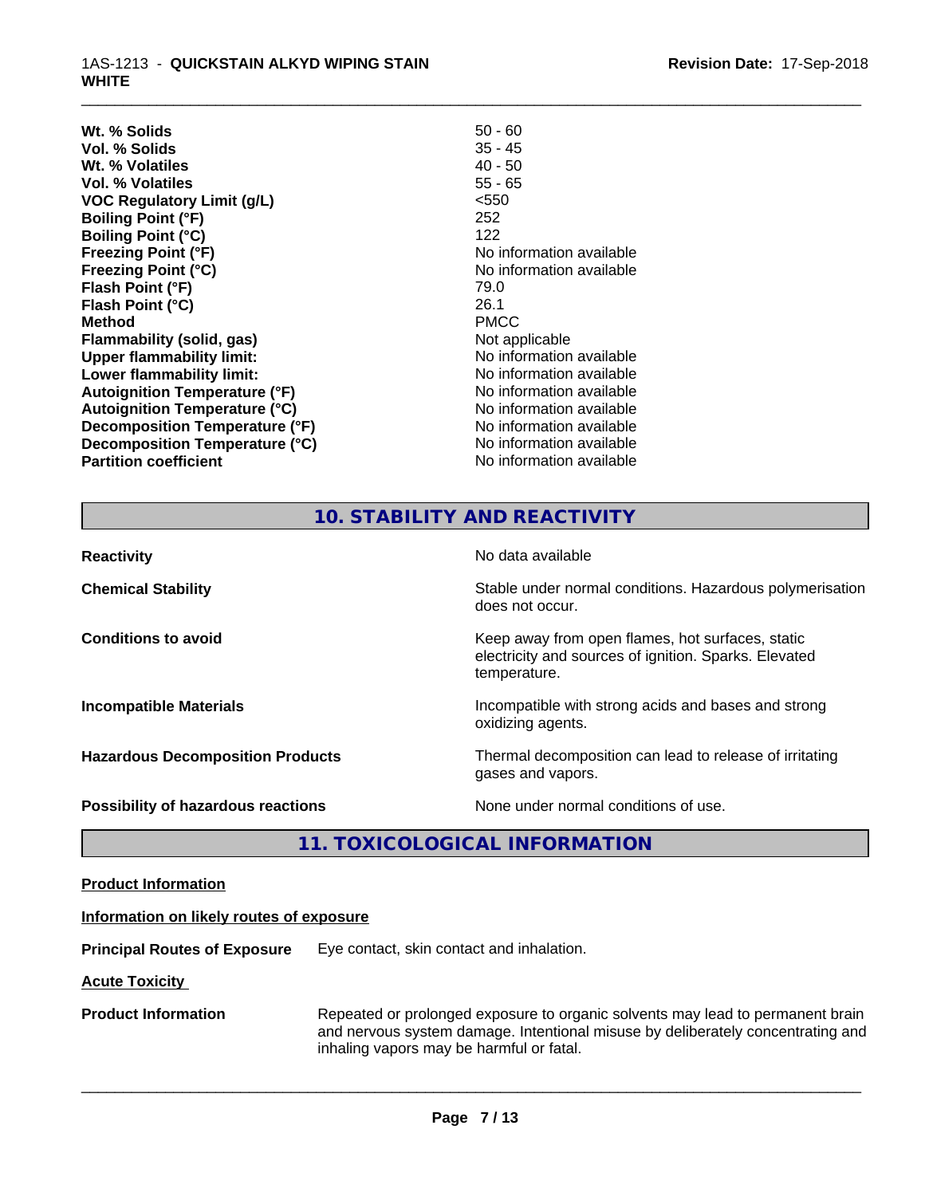| | |
|---|---|
| **Wt. % Solids** | 50 - 60 |
| **Vol. % Solids** | 35 - 45 |
| **Wt. % Volatiles** | 40 - 50 |
| **Vol. % Volatiles** | 55 - 65 |
| **VOC Regulatory Limit (g/L)** | <550 |
| **Boiling Point (°F)** | 252 |
| **Boiling Point (°C)** | 122 |
| **Freezing Point (°F)** | No information available |
| **Freezing Point (°C)** | No information available |
| **Flash Point (°F)** | 79.0 |
| **Flash Point (°C)** | 26.1 |
| **Method** | PMCC |
| **Flammability (solid, gas)** | Not applicable |
| **Upper flammability limit:** | No information available |
| **Lower flammability limit:** | No information available |
| **Autoignition Temperature (°F)** | No information available |
| **Autoignition Temperature (°C)** | No information available |
| **Decomposition Temperature (°F)** | No information available |
| **Decomposition Temperature (°C)** | No information available |
| **Partition coefficient** | No information available |

## 10. STABILITY AND REACTIVITY

| | |
|---|---|
| **Reactivity** | No data available |
| **Chemical Stability** | Stable under normal conditions. Hazardous polymerisation does not occur. |
| **Conditions to avoid** | Keep away from open flames, hot surfaces, static electricity and sources of ignition. Sparks. Elevated temperature. |
| **Incompatible Materials** | Incompatible with strong acids and bases and strong oxidizing agents. |
| **Hazardous Decomposition Products** | Thermal decomposition can lead to release of irritating gases and vapors. |
| **Possibility of hazardous reactions** | None under normal conditions of use. |

## 11. TOXICOLOGICAL INFORMATION

**Product Information**

**Information on likely routes of exposure**

**Principal Routes of Exposure** Eye contact, skin contact and inhalation.

**Acute Toxicity**

**Product Information** Repeated or prolonged exposure to organic solvents may lead to permanent brain and nervous system damage. Intentional misuse by deliberately concentrating and inhaling vapors may be harmful or fatal.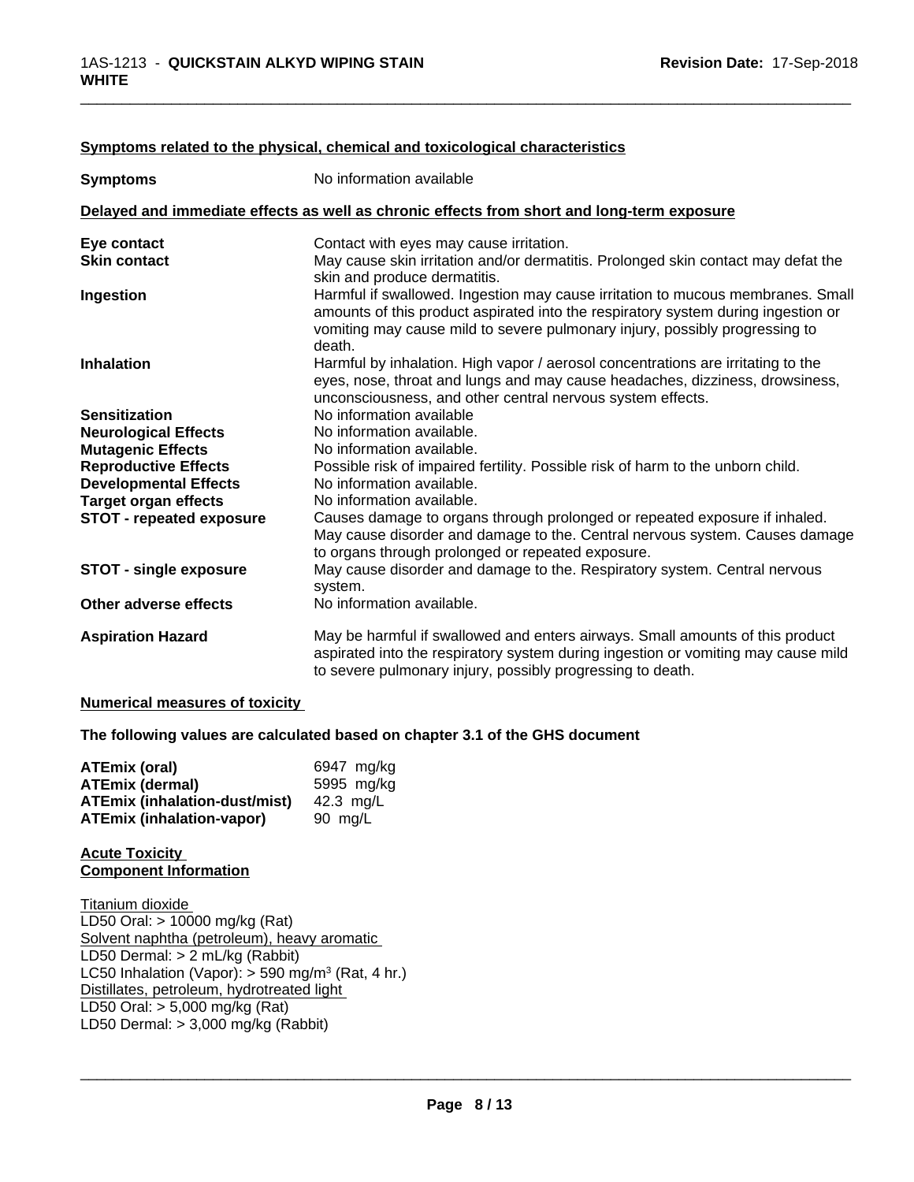**Symptoms related to the physical, chemical and toxicological characteristics**

| | |
|---|---|
| **Symptoms** | No information available |

**Delayed and immediate effects as well as chronic effects from short and long-term exposure**

| | |
|---|---|
| **Eye contact** | Contact with eyes may cause irritation. |
| **Skin contact** | May cause skin irritation and/or dermatitis. Prolonged skin contact may defat the skin and produce dermatitis. |
| **Ingestion** | Harmful if swallowed. Ingestion may cause irritation to mucous membranes. Small amounts of this product aspirated into the respiratory system during ingestion or vomiting may cause mild to severe pulmonary injury, possibly progressing to death. |
| **Inhalation** | Harmful by inhalation. High vapor / aerosol concentrations are irritating to the eyes, nose, throat and lungs and may cause headaches, dizziness, drowsiness, unconsciousness, and other central nervous system effects. |
| **Sensitization** | No information available |
| **Neurological Effects** | No information available. |
| **Mutagenic Effects** | No information available. |
| **Reproductive Effects** | Possible risk of impaired fertility. Possible risk of harm to the unborn child. |
| **Developmental Effects** | No information available. |
| **Target organ effects** | No information available. |
| **STOT - repeated exposure** | Causes damage to organs through prolonged or repeated exposure if inhaled. May cause disorder and damage to the. Central nervous system. Causes damage to organs through prolonged or repeated exposure. |
| **STOT - single exposure** | May cause disorder and damage to the. Respiratory system. Central nervous system. |
| **Other adverse effects** | No information available. |
| **Aspiration Hazard** | May be harmful if swallowed and enters airways. Small amounts of this product aspirated into the respiratory system during ingestion or vomiting may cause mild to severe pulmonary injury, possibly progressing to death. |

**Numerical measures of toxicity**

**The following values are calculated based on chapter 3.1 of the GHS document**

| | |
|---|---|
| **ATEmix (oral)** | 6947 mg/kg |
| **ATEmix (dermal)** | 5995 mg/kg |
| **ATEmix (inhalation-dust/mist)** | 42.3 mg/L |
| **ATEmix (inhalation-vapor)** | 90 mg/L |

**Acute Toxicity**
**Component Information**

Titanium dioxide
LD50 Oral: > 10000 mg/kg (Rat)
Solvent naphtha (petroleum), heavy aromatic
LD50 Dermal: > 2 mL/kg (Rabbit)
LC50 Inhalation (Vapor): > 590 mg/m$^3$ (Rat, 4 hr.)
Distillates, petroleum, hydrotreated light
LD50 Oral: > 5,000 mg/kg (Rat)
LD50 Dermal: > 3,000 mg/kg (Rabbit)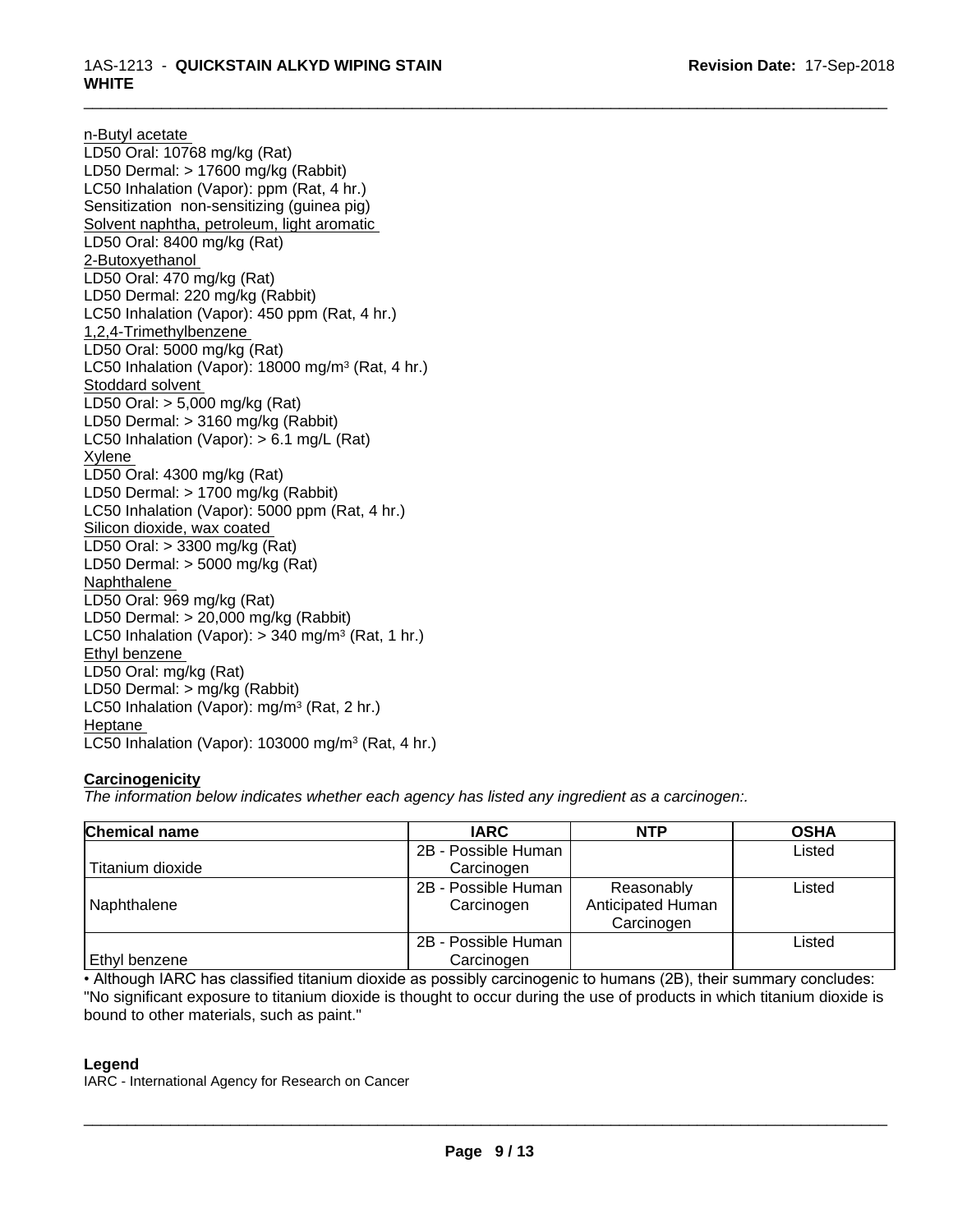n-Butyl acetate
LD50 Oral: 10768 mg/kg (Rat)
LD50 Dermal: > 17600 mg/kg (Rabbit)
LC50 Inhalation (Vapor): ppm (Rat, 4 hr.)
Sensitization non-sensitizing (guinea pig)
Solvent naphtha, petroleum, light aromatic
LD50 Oral: 8400 mg/kg (Rat)
2-Butoxyethanol
LD50 Oral: 470 mg/kg (Rat)
LD50 Dermal: 220 mg/kg (Rabbit)
LC50 Inhalation (Vapor): 450 ppm (Rat, 4 hr.)
1,2,4-Trimethylbenzene
LD50 Oral: 5000 mg/kg (Rat)
LC50 Inhalation (Vapor): 18000 mg/m$^3$ (Rat, 4 hr.)
Stoddard solvent
LD50 Oral: > 5,000 mg/kg (Rat)
LD50 Dermal: > 3160 mg/kg (Rabbit)
LC50 Inhalation (Vapor): > 6.1 mg/L (Rat)
Xylene
LD50 Oral: 4300 mg/kg (Rat)
LD50 Dermal: > 1700 mg/kg (Rabbit)
LC50 Inhalation (Vapor): 5000 ppm (Rat, 4 hr.)
Silicon dioxide, wax coated
LD50 Oral: > 3300 mg/kg (Rat)
LD50 Dermal: > 5000 mg/kg (Rat)
Naphthalene
LD50 Oral: 969 mg/kg (Rat)
LD50 Dermal: > 20,000 mg/kg (Rabbit)
LC50 Inhalation (Vapor): > 340 mg/m$^3$ (Rat, 1 hr.)
Ethyl benzene
LD50 Oral: mg/kg (Rat)
LD50 Dermal: > mg/kg (Rabbit)
LC50 Inhalation (Vapor): mg/m$^3$ (Rat, 2 hr.)
Heptane
LC50 Inhalation (Vapor): 103000 mg/m$^3$ (Rat, 4 hr.)

**Carcinogenicity**

*The information below indicates whether each agency has listed any ingredient as a carcinogen:.*

| Chemical name | IARC | NTP | OSHA |
|---|---|---|---|
| Titanium dioxide | 2B - Possible Human Carcinogen | | Listed |
| Naphthalene | 2B - Possible Human Carcinogen | Reasonably Anticipated Human Carcinogen | Listed |
| Ethyl benzene | 2B - Possible Human Carcinogen | | Listed |

• Although IARC has classified titanium dioxide as possibly carcinogenic to humans (2B), their summary concludes: "No significant exposure to titanium dioxide is thought to occur during the use of products in which titanium dioxide is bound to other materials, such as paint."

**Legend**

IARC - International Agency for Research on Cancer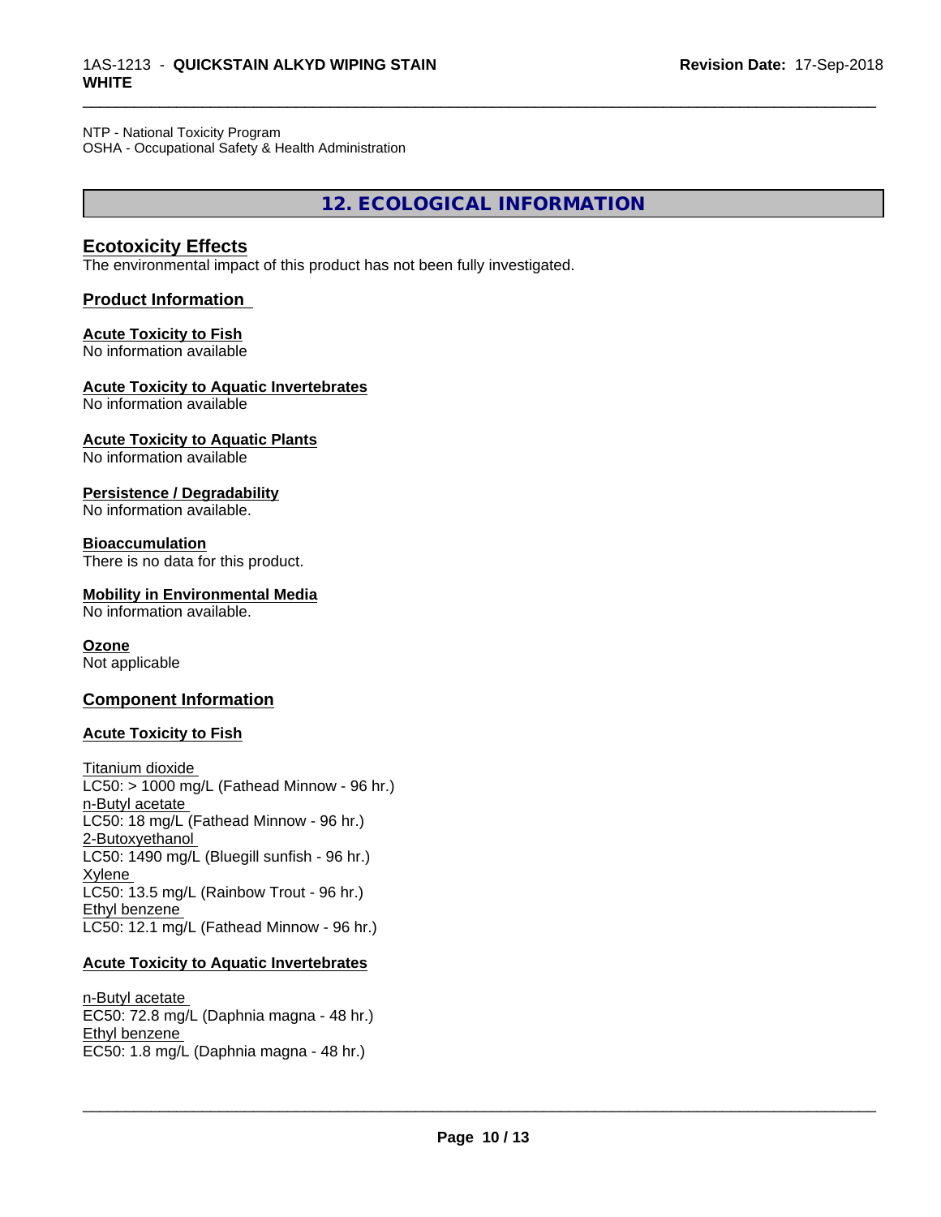NTP - National Toxicity Program
OSHA - Occupational Safety & Health Administration

# 12. ECOLOGICAL INFORMATION

## Ecotoxicity Effects

The environmental impact of this product has not been fully investigated.

## Product Information

**Acute Toxicity to Fish**
No information available

**Acute Toxicity to Aquatic Invertebrates**
No information available

**Acute Toxicity to Aquatic Plants**
No information available

**Persistence / Degradability**
No information available.

**Bioaccumulation**
There is no data for this product.

**Mobility in Environmental Media**
No information available.

**Ozone**
Not applicable

## Component Information

**Acute Toxicity to Fish**

Titanium dioxide
LC50: > 1000 mg/L (Fathead Minnow - 96 hr.)
n-Butyl acetate
LC50: 18 mg/L (Fathead Minnow - 96 hr.)
2-Butoxyethanol
LC50: 1490 mg/L (Bluegill sunfish - 96 hr.)
Xylene
LC50: 13.5 mg/L (Rainbow Trout - 96 hr.)
Ethyl benzene
LC50: 12.1 mg/L (Fathead Minnow - 96 hr.)

**Acute Toxicity to Aquatic Invertebrates**

n-Butyl acetate
EC50: 72.8 mg/L (Daphnia magna - 48 hr.)
Ethyl benzene
EC50: 1.8 mg/L (Daphnia magna - 48 hr.)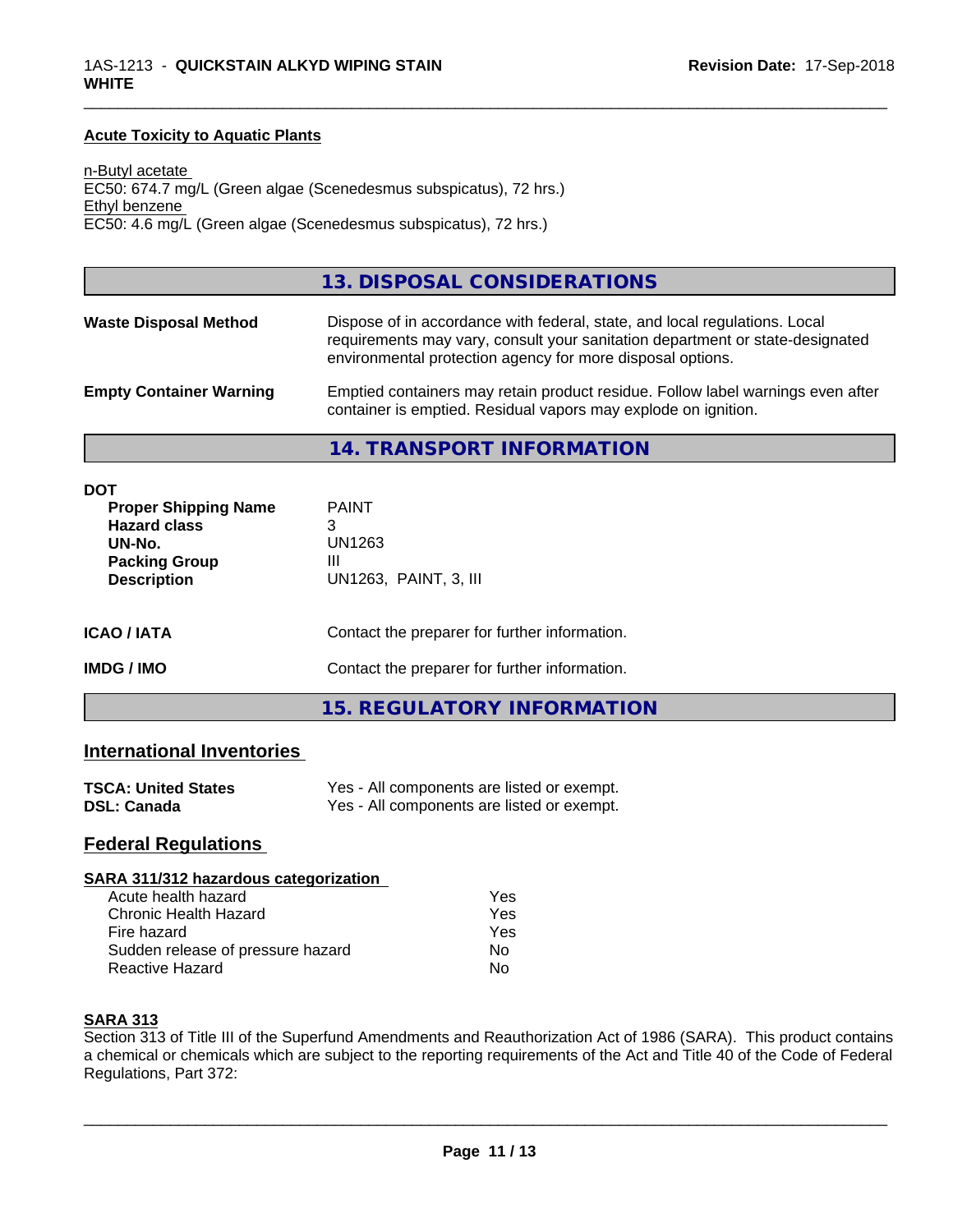### Acute Toxicity to Aquatic Plants

n-Butyl acetate
EC50: 674.7 mg/L (Green algae (Scenedesmus subspicatus), 72 hrs.)
Ethyl benzene
EC50: 4.6 mg/L (Green algae (Scenedesmus subspicatus), 72 hrs.)

## 13. DISPOSAL CONSIDERATIONS

| | |
|---|---|
| **Waste Disposal Method** | Dispose of in accordance with federal, state, and local regulations. Local requirements may vary, consult your sanitation department or state-designated environmental protection agency for more disposal options. |
| **Empty Container Warning** | Emptied containers may retain product residue. Follow label warnings even after container is emptied. Residual vapors may explode on ignition. |

## 14. TRANSPORT INFORMATION

**DOT**

| | |
|---|---|
| **Proper Shipping Name** | PAINT |
| **Hazard class** | 3 |
| **UN-No.** | UN1263 |
| **Packing Group** | III |
| **Description** | UN1263, PAINT, 3, III |

| | |
|---|---|
| **ICAO / IATA** | Contact the preparer for further information. |
| **IMDG / IMO** | Contact the preparer for further information. |

## 15. REGULATORY INFORMATION

### International Inventories

| | |
|---|---|
| **TSCA: United States** | Yes - All components are listed or exempt. |
| **DSL: Canada** | Yes - All components are listed or exempt. |

### Federal Regulations

**SARA 311/312 hazardous categorization**

| | |
|---|---|
| Acute health hazard | Yes |
| Chronic Health Hazard | Yes |
| Fire hazard | Yes |
| Sudden release of pressure hazard | No |
| Reactive Hazard | No |

**SARA 313**

Section 313 of Title III of the Superfund Amendments and Reauthorization Act of 1986 (SARA). This product contains a chemical or chemicals which are subject to the reporting requirements of the Act and Title 40 of the Code of Federal Regulations, Part 372: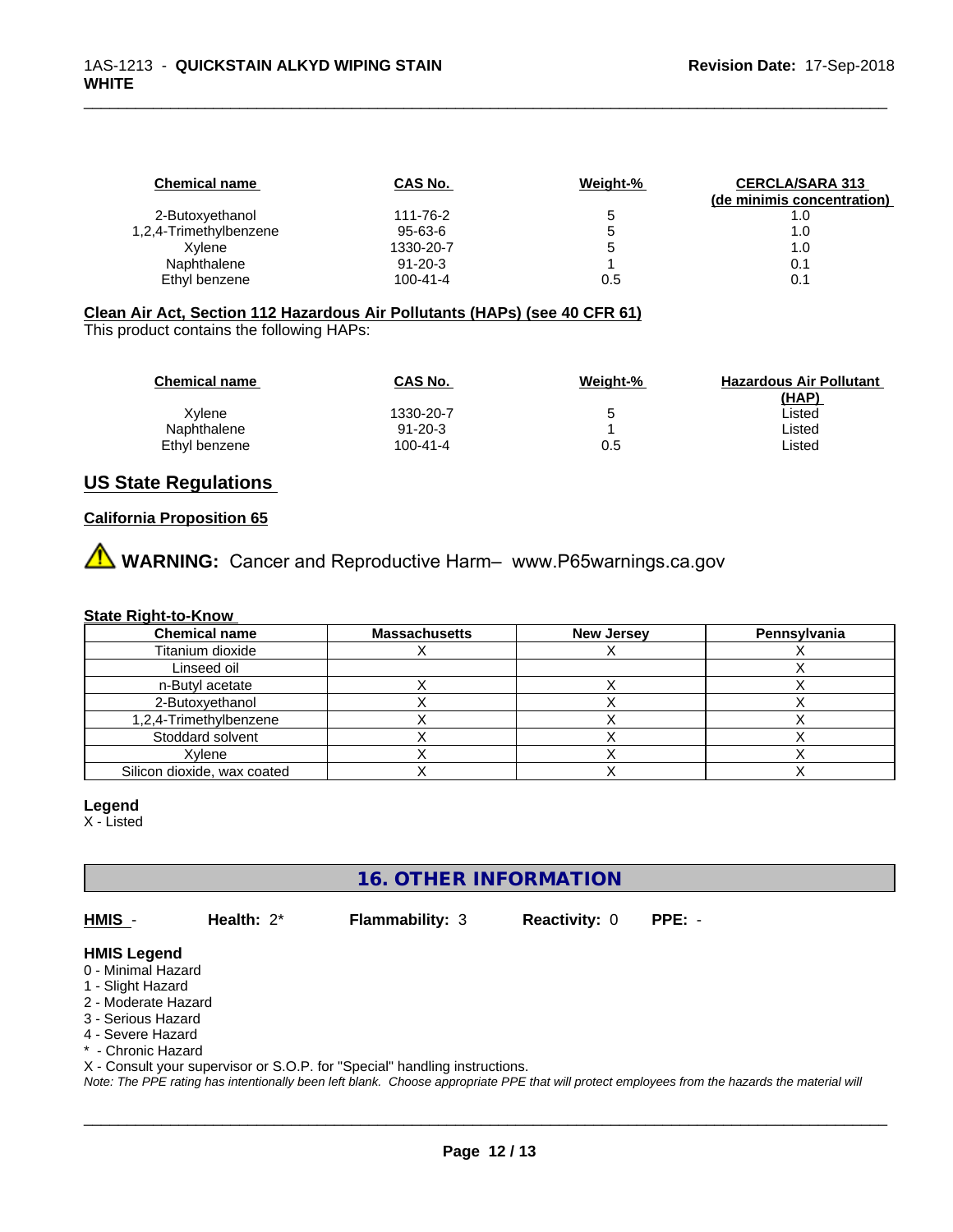| Chemical name | CAS No. | Weight-% | CERCLA/SARA 313 (de minimis concentration) |
|---|---|---|---|
| 2-Butoxyethanol | 111-76-2 | 5 | 1.0 |
| 1,2,4-Trimethylbenzene | 95-63-6 | 5 | 1.0 |
| Xylene | 1330-20-7 | 5 | 1.0 |
| Naphthalene | 91-20-3 | 1 | 0.1 |
| Ethyl benzene | 100-41-4 | 0.5 | 0.1 |

**Clean Air Act, Section 112 Hazardous Air Pollutants (HAPs) (see 40 CFR 61)**

This product contains the following HAPs:

| Chemical name | CAS No. | Weight-% | Hazardous Air Pollutant (HAP) |
|---|---|---|---|
| Xylene | 1330-20-7 | 5 | Listed |
| Naphthalene | 91-20-3 | 1 | Listed |
| Ethyl benzene | 100-41-4 | 0.5 | Listed |

## US State Regulations

**California Proposition 65**

⚠ **WARNING:** Cancer and Reproductive Harm– www.P65warnings.ca.gov

**State Right-to-Know**

| Chemical name | Massachusetts | New Jersey | Pennsylvania |
|---|---|---|---|
| Titanium dioxide | X | X | X |
| Linseed oil | | | X |
| n-Butyl acetate | X | X | X |
| 2-Butoxyethanol | X | X | X |
| 1,2,4-Trimethylbenzene | X | X | X |
| Stoddard solvent | X | X | X |
| Xylene | X | X | X |
| Silicon dioxide, wax coated | X | X | X |

**Legend**

X - Listed

## 16. OTHER INFORMATION

**HMIS** - **Health:** 2* **Flammability:** 3 **Reactivity:** 0 **PPE:** -

**HMIS Legend**

0 - Minimal Hazard
1 - Slight Hazard
2 - Moderate Hazard
3 - Serious Hazard
4 - Severe Hazard
* - Chronic Hazard
X - Consult your supervisor or S.O.P. for "Special" handling instructions.

*Note: The PPE rating has intentionally been left blank. Choose appropriate PPE that will protect employees from the hazards the material will*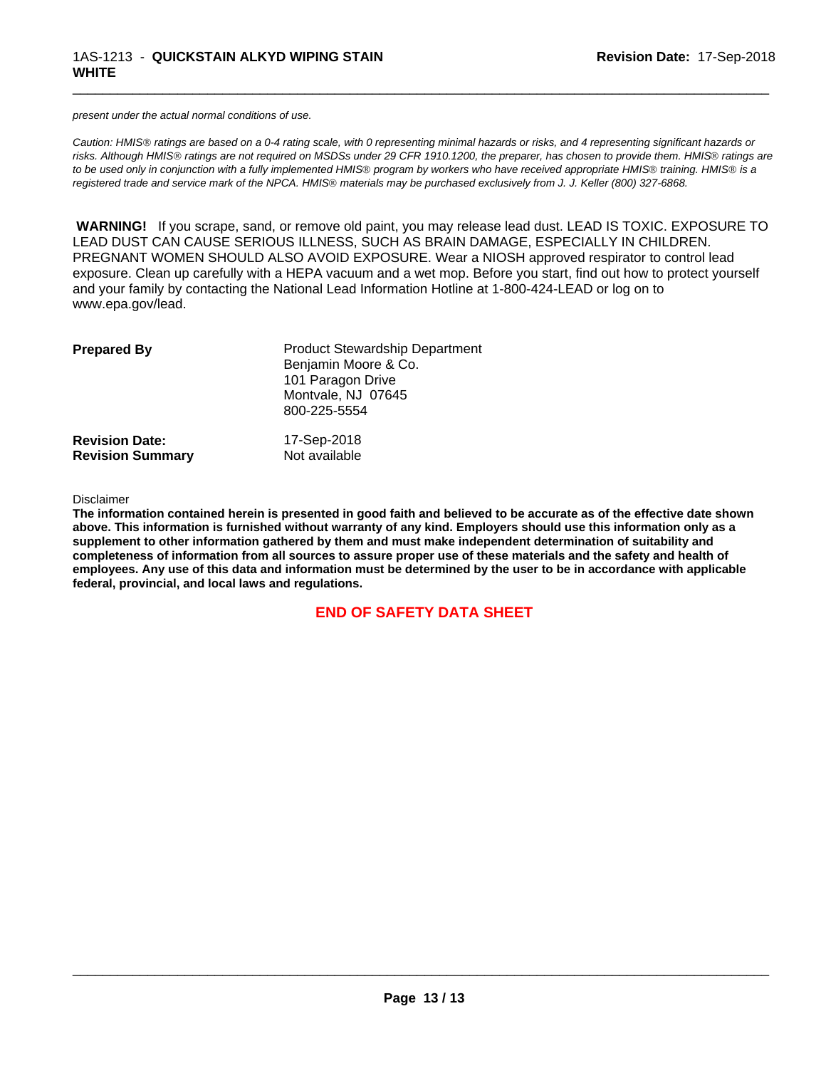*present under the actual normal conditions of use.*

*Caution: HMIS® ratings are based on a 0-4 rating scale, with 0 representing minimal hazards or risks, and 4 representing significant hazards or risks. Although HMIS® ratings are not required on MSDSs under 29 CFR 1910.1200, the preparer, has chosen to provide them. HMIS® ratings are to be used only in conjunction with a fully implemented HMIS® program by workers who have received appropriate HMIS® training. HMIS® is a registered trade and service mark of the NPCA. HMIS® materials may be purchased exclusively from J. J. Keller (800) 327-6868.*

**WARNING!** If you scrape, sand, or remove old paint, you may release lead dust. LEAD IS TOXIC. EXPOSURE TO LEAD DUST CAN CAUSE SERIOUS ILLNESS, SUCH AS BRAIN DAMAGE, ESPECIALLY IN CHILDREN. PREGNANT WOMEN SHOULD ALSO AVOID EXPOSURE. Wear a NIOSH approved respirator to control lead exposure. Clean up carefully with a HEPA vacuum and a wet mop. Before you start, find out how to protect yourself and your family by contacting the National Lead Information Hotline at 1-800-424-LEAD or log on to www.epa.gov/lead.

**Prepared By**

Product Stewardship Department
Benjamin Moore & Co.
101 Paragon Drive
Montvale, NJ 07645
800-225-5554

**Revision Date:** 17-Sep-2018
**Revision Summary** Not available

Disclaimer

**The information contained herein is presented in good faith and believed to be accurate as of the effective date shown above. This information is furnished without warranty of any kind. Employers should use this information only as a supplement to other information gathered by them and must make independent determination of suitability and completeness of information from all sources to assure proper use of these materials and the safety and health of employees. Any use of this data and information must be determined by the user to be in accordance with applicable federal, provincial, and local laws and regulations.**

**END OF SAFETY DATA SHEET**